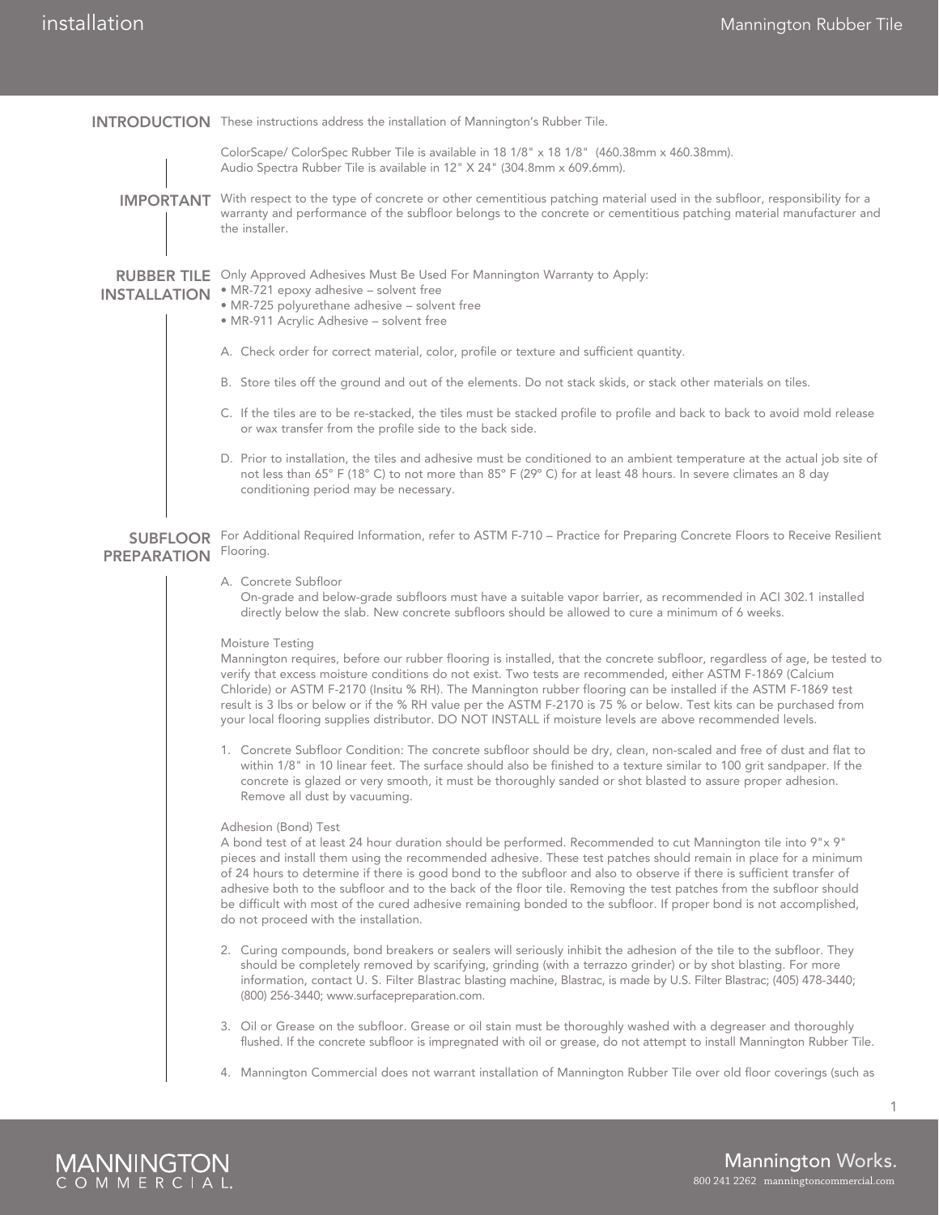## INTRODUCTION

These instructions address the installation of Mannington's Rubber Tile.

ColorScape/ ColorSpec Rubber Tile is available in 18 1/8" x 18 1/8" (460.38mm x 460.38mm).
Audio Spectra Rubber Tile is available in 12" X 24" (304.8mm x 609.6mm).

## IMPORTANT

With respect to the type of concrete or other cementitious patching material used in the subfloor, responsibility for a warranty and performance of the subfloor belongs to the concrete or cementitious patching material manufacturer and the installer.

## RUBBER TILE INSTALLATION

Only Approved Adhesives Must Be Used For Mannington Warranty to Apply:

- MR-721 epoxy adhesive – solvent free
- MR-725 polyurethane adhesive – solvent free
- MR-911 Acrylic Adhesive – solvent free

A. Check order for correct material, color, profile or texture and sufficient quantity.

B. Store tiles off the ground and out of the elements. Do not stack skids, or stack other materials on tiles.

C. If the tiles are to be re-stacked, the tiles must be stacked profile to profile and back to back to avoid mold release or wax transfer from the profile side to the back side.

D. Prior to installation, the tiles and adhesive must be conditioned to an ambient temperature at the actual job site of not less than 65° F (18° C) to not more than 85° F (29° C) for at least 48 hours. In severe climates an 8 day conditioning period may be necessary.

## SUBFLOOR PREPARATION

For Additional Required Information, refer to ASTM F-710 – Practice for Preparing Concrete Floors to Receive Resilient Flooring.

A. Concrete Subfloor
On-grade and below-grade subfloors must have a suitable vapor barrier, as recommended in ACI 302.1 installed directly below the slab. New concrete subfloors should be allowed to cure a minimum of 6 weeks.

Moisture Testing
Mannington requires, before our rubber flooring is installed, that the concrete subfloor, regardless of age, be tested to verify that excess moisture conditions do not exist. Two tests are recommended, either ASTM F-1869 (Calcium Chloride) or ASTM F-2170 (Insitu % RH). The Mannington rubber flooring can be installed if the ASTM F-1869 test result is 3 lbs or below or if the % RH value per the ASTM F-2170 is 75 % or below. Test kits can be purchased from your local flooring supplies distributor. DO NOT INSTALL if moisture levels are above recommended levels.

1. Concrete Subfloor Condition: The concrete subfloor should be dry, clean, non-scaled and free of dust and flat to within 1/8" in 10 linear feet. The surface should also be finished to a texture similar to 100 grit sandpaper. If the concrete is glazed or very smooth, it must be thoroughly sanded or shot blasted to assure proper adhesion. Remove all dust by vacuuming.

Adhesion (Bond) Test
A bond test of at least 24 hour duration should be performed. Recommended to cut Mannington tile into 9"x 9" pieces and install them using the recommended adhesive. These test patches should remain in place for a minimum of 24 hours to determine if there is good bond to the subfloor and also to observe if there is sufficient transfer of adhesive both to the subfloor and to the back of the floor tile. Removing the test patches from the subfloor should be difficult with most of the cured adhesive remaining bonded to the subfloor. If proper bond is not accomplished, do not proceed with the installation.

2. Curing compounds, bond breakers or sealers will seriously inhibit the adhesion of the tile to the subfloor. They should be completely removed by scarifying, grinding (with a terrazzo grinder) or by shot blasting. For more information, contact U. S. Filter Blastrac blasting machine, Blastrac, is made by U.S. Filter Blastrac; (405) 478-3440; (800) 256-3440; www.surfacepreparation.com.

3. Oil or Grease on the subfloor. Grease or oil stain must be thoroughly washed with a degreaser and thoroughly flushed. If the concrete subfloor is impregnated with oil or grease, do not attempt to install Mannington Rubber Tile.

4. Mannington Commercial does not warrant installation of Mannington Rubber Tile over old floor coverings (such as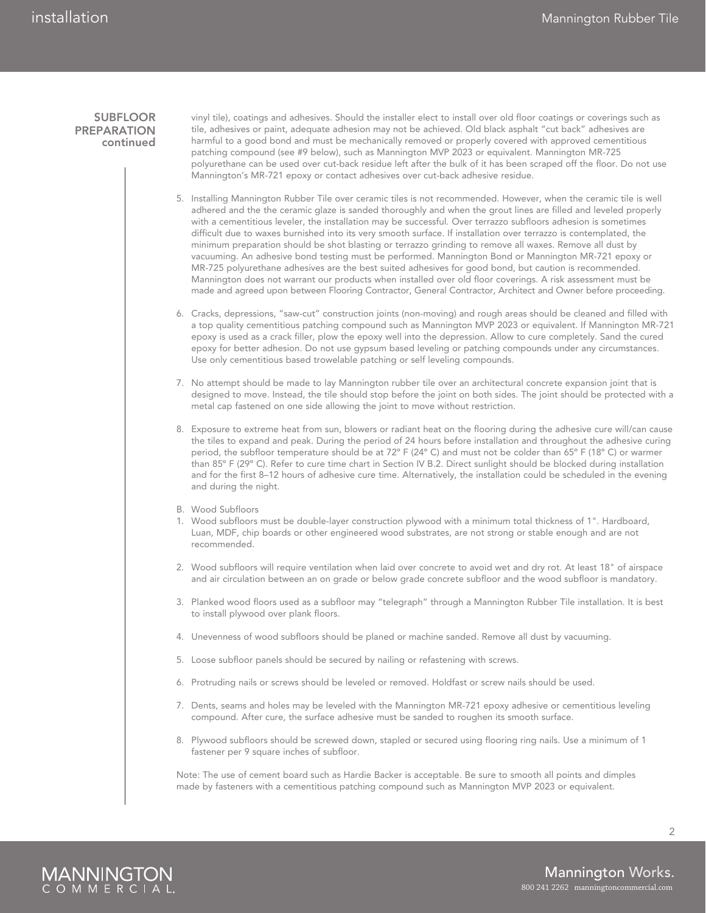## SUBFLOOR PREPARATION continued

vinyl tile), coatings and adhesives. Should the installer elect to install over old floor coatings or coverings such as tile, adhesives or paint, adequate adhesion may not be achieved. Old black asphalt "cut back" adhesives are harmful to a good bond and must be mechanically removed or properly covered with approved cementitious patching compound (see #9 below), such as Mannington MVP 2023 or equivalent. Mannington MR-725 polyurethane can be used over cut-back residue left after the bulk of it has been scraped off the floor. Do not use Mannington's MR-721 epoxy or contact adhesives over cut-back adhesive residue.

5. Installing Mannington Rubber Tile over ceramic tiles is not recommended. However, when the ceramic tile is well adhered and the the ceramic glaze is sanded thoroughly and when the grout lines are filled and leveled properly with a cementitious leveler, the installation may be successful. Over terrazzo subfloors adhesion is sometimes difficult due to waxes burnished into its very smooth surface. If installation over terrazzo is contemplated, the minimum preparation should be shot blasting or terrazzo grinding to remove all waxes. Remove all dust by vacuuming. An adhesive bond testing must be performed. Mannington Bond or Mannington MR-721 epoxy or MR-725 polyurethane adhesives are the best suited adhesives for good bond, but caution is recommended. Mannington does not warrant our products when installed over old floor coverings. A risk assessment must be made and agreed upon between Flooring Contractor, General Contractor, Architect and Owner before proceeding.

6. Cracks, depressions, "saw-cut" construction joints (non-moving) and rough areas should be cleaned and filled with a top quality cementitious patching compound such as Mannington MVP 2023 or equivalent. If Mannington MR-721 epoxy is used as a crack filler, plow the epoxy well into the depression. Allow to cure completely. Sand the cured epoxy for better adhesion. Do not use gypsum based leveling or patching compounds under any circumstances. Use only cementitious based trowelable patching or self leveling compounds.

7. No attempt should be made to lay Mannington rubber tile over an architectural concrete expansion joint that is designed to move. Instead, the tile should stop before the joint on both sides. The joint should be protected with a metal cap fastened on one side allowing the joint to move without restriction.

8. Exposure to extreme heat from sun, blowers or radiant heat on the flooring during the adhesive cure will/can cause the tiles to expand and peak. During the period of 24 hours before installation and throughout the adhesive curing period, the subfloor temperature should be at 72° F (24° C) and must not be colder than 65° F (18° C) or warmer than 85° F (29° C). Refer to cure time chart in Section IV B.2. Direct sunlight should be blocked during installation and for the first 8–12 hours of adhesive cure time. Alternatively, the installation could be scheduled in the evening and during the night.

B. Wood Subfloors

1. Wood subfloors must be double-layer construction plywood with a minimum total thickness of 1". Hardboard, Luan, MDF, chip boards or other engineered wood substrates, are not strong or stable enough and are not recommended.

2. Wood subfloors will require ventilation when laid over concrete to avoid wet and dry rot. At least 18" of airspace and air circulation between an on grade or below grade concrete subfloor and the wood subfloor is mandatory.

3. Planked wood floors used as a subfloor may "telegraph" through a Mannington Rubber Tile installation. It is best to install plywood over plank floors.

4. Unevenness of wood subfloors should be planed or machine sanded. Remove all dust by vacuuming.

5. Loose subfloor panels should be secured by nailing or refastening with screws.

6. Protruding nails or screws should be leveled or removed. Holdfast or screw nails should be used.

7. Dents, seams and holes may be leveled with the Mannington MR-721 epoxy adhesive or cementitious leveling compound. After cure, the surface adhesive must be sanded to roughen its smooth surface.

8. Plywood subfloors should be screwed down, stapled or secured using flooring ring nails. Use a minimum of 1 fastener per 9 square inches of subfloor.

Note: The use of cement board such as Hardie Backer is acceptable. Be sure to smooth all points and dimples made by fasteners with a cementitious patching compound such as Mannington MVP 2023 or equivalent.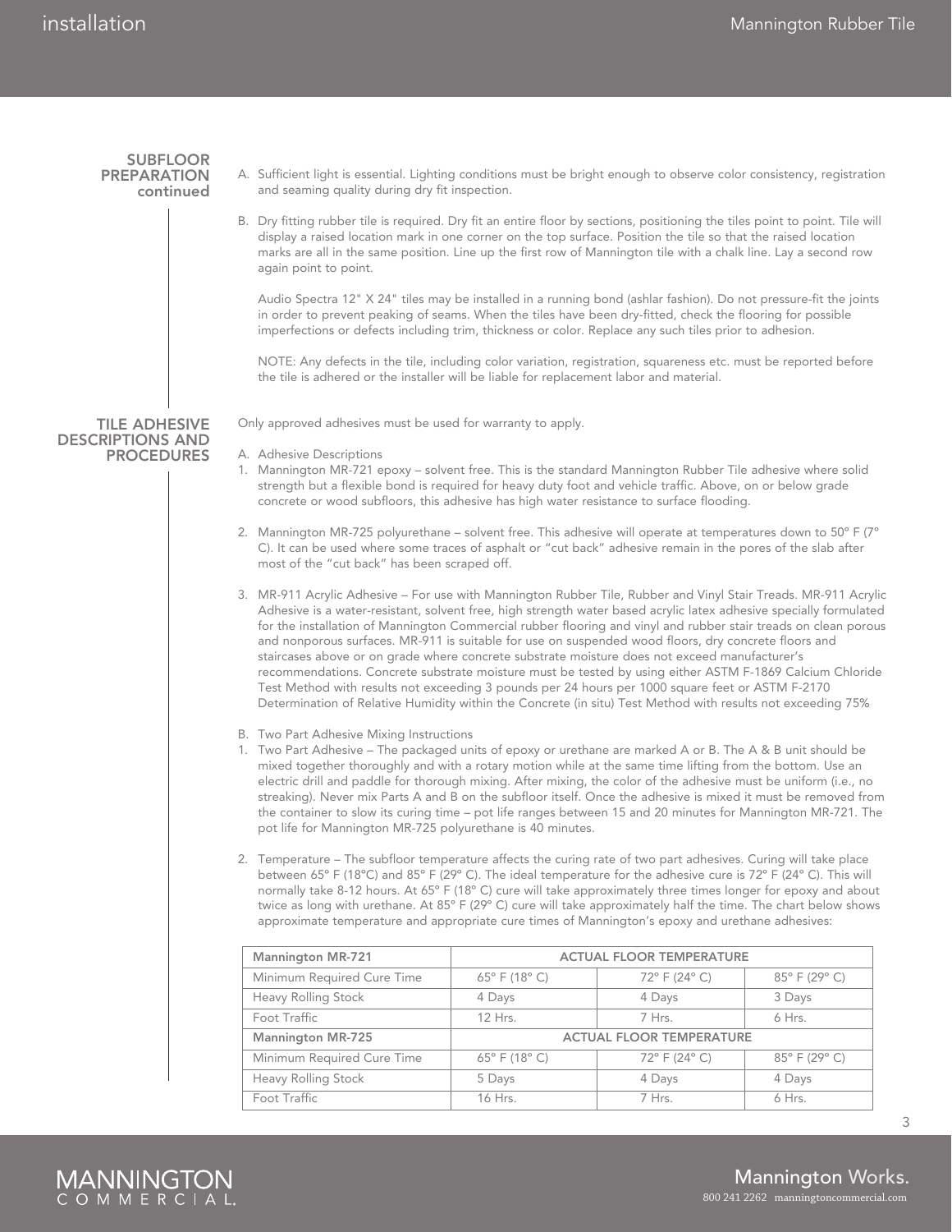## SUBFLOOR PREPARATION continued

A. Sufficient light is essential. Lighting conditions must be bright enough to observe color consistency, registration and seaming quality during dry fit inspection.

B. Dry fitting rubber tile is required. Dry fit an entire floor by sections, positioning the tiles point to point. Tile will display a raised location mark in one corner on the top surface. Position the tile so that the raised location marks are all in the same position. Line up the first row of Mannington tile with a chalk line. Lay a second row again point to point.

Audio Spectra 12" X 24" tiles may be installed in a running bond (ashlar fashion). Do not pressure-fit the joints in order to prevent peaking of seams. When the tiles have been dry-fitted, check the flooring for possible imperfections or defects including trim, thickness or color. Replace any such tiles prior to adhesion.

NOTE: Any defects in the tile, including color variation, registration, squareness etc. must be reported before the tile is adhered or the installer will be liable for replacement labor and material.

## TILE ADHESIVE DESCRIPTIONS AND PROCEDURES

Only approved adhesives must be used for warranty to apply.

A. Adhesive Descriptions

1. Mannington MR-721 epoxy – solvent free. This is the standard Mannington Rubber Tile adhesive where solid strength but a flexible bond is required for heavy duty foot and vehicle traffic. Above, on or below grade concrete or wood subfloors, this adhesive has high water resistance to surface flooding.

2. Mannington MR-725 polyurethane – solvent free. This adhesive will operate at temperatures down to 50° F (7° C). It can be used where some traces of asphalt or "cut back" adhesive remain in the pores of the slab after most of the "cut back" has been scraped off.

3. MR-911 Acrylic Adhesive – For use with Mannington Rubber Tile, Rubber and Vinyl Stair Treads. MR-911 Acrylic Adhesive is a water-resistant, solvent free, high strength water based acrylic latex adhesive specially formulated for the installation of Mannington Commercial rubber flooring and vinyl and rubber stair treads on clean porous and nonporous surfaces. MR-911 is suitable for use on suspended wood floors, dry concrete floors and staircases above or on grade where concrete substrate moisture does not exceed manufacturer's recommendations. Concrete substrate moisture must be tested by using either ASTM F-1869 Calcium Chloride Test Method with results not exceeding 3 pounds per 24 hours per 1000 square feet or ASTM F-2170 Determination of Relative Humidity within the Concrete (in situ) Test Method with results not exceeding 75%

B. Two Part Adhesive Mixing Instructions

1. Two Part Adhesive – The packaged units of epoxy or urethane are marked A or B. The A & B unit should be mixed together thoroughly and with a rotary motion while at the same time lifting from the bottom. Use an electric drill and paddle for thorough mixing. After mixing, the color of the adhesive must be uniform (i.e., no streaking). Never mix Parts A and B on the subfloor itself. Once the adhesive is mixed it must be removed from the container to slow its curing time – pot life ranges between 15 and 20 minutes for Mannington MR-721. The pot life for Mannington MR-725 polyurethane is 40 minutes.

2. Temperature – The subfloor temperature affects the curing rate of two part adhesives. Curing will take place between 65° F (18°C) and 85° F (29° C). The ideal temperature for the adhesive cure is 72° F (24° C). This will normally take 8-12 hours. At 65° F (18° C) cure will take approximately three times longer for epoxy and about twice as long with urethane. At 85° F (29° C) cure will take approximately half the time. The chart below shows approximate temperature and appropriate cure times of Mannington's epoxy and urethane adhesives:

| **Mannington MR-721** | ACTUAL FLOOR TEMPERATURE | | |
|---|---|---|---|
| Minimum Required Cure Time | 65° F (18° C) | 72° F (24° C) | 85° F (29° C) |
| Heavy Rolling Stock | 4 Days | 4 Days | 3 Days |
| Foot Traffic | 12 Hrs. | 7 Hrs. | 6 Hrs. |
| **Mannington MR-725** | ACTUAL FLOOR TEMPERATURE | | |
| Minimum Required Cure Time | 65° F (18° C) | 72° F (24° C) | 85° F (29° C) |
| Heavy Rolling Stock | 5 Days | 4 Days | 4 Days |
| Foot Traffic | 16 Hrs. | 7 Hrs. | 6 Hrs. |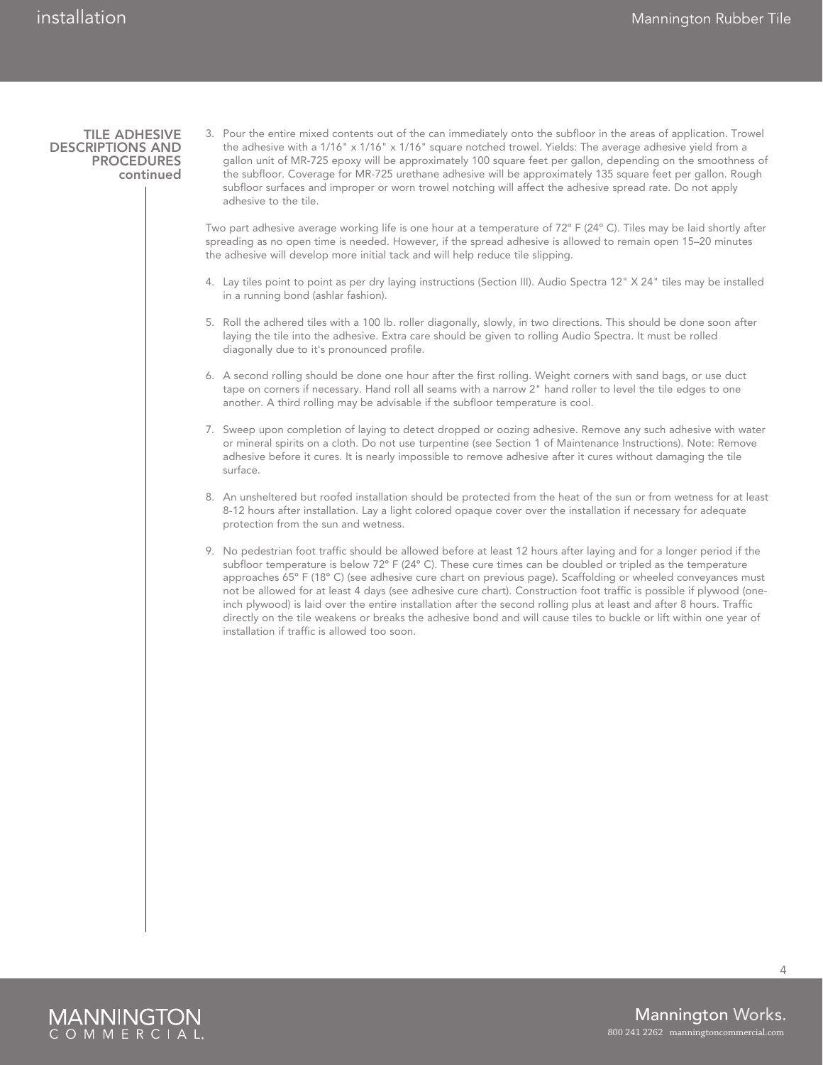## TILE ADHESIVE DESCRIPTIONS AND PROCEDURES continued

3. Pour the entire mixed contents out of the can immediately onto the subfloor in the areas of application. Trowel the adhesive with a 1/16" x 1/16" x 1/16" square notched trowel. Yields: The average adhesive yield from a gallon unit of MR-725 epoxy will be approximately 100 square feet per gallon, depending on the smoothness of the subfloor. Coverage for MR-725 urethane adhesive will be approximately 135 square feet per gallon. Rough subfloor surfaces and improper or worn trowel notching will affect the adhesive spread rate. Do not apply adhesive to the tile.

   Two part adhesive average working life is one hour at a temperature of 72° F (24° C). Tiles may be laid shortly after spreading as no open time is needed. However, if the spread adhesive is allowed to remain open 15–20 minutes the adhesive will develop more initial tack and will help reduce tile slipping.

4. Lay tiles point to point as per dry laying instructions (Section III). Audio Spectra 12" X 24" tiles may be installed in a running bond (ashlar fashion).

5. Roll the adhered tiles with a 100 lb. roller diagonally, slowly, in two directions. This should be done soon after laying the tile into the adhesive. Extra care should be given to rolling Audio Spectra. It must be rolled diagonally due to it's pronounced profile.

6. A second rolling should be done one hour after the first rolling. Weight corners with sand bags, or use duct tape on corners if necessary. Hand roll all seams with a narrow 2" hand roller to level the tile edges to one another. A third rolling may be advisable if the subfloor temperature is cool.

7. Sweep upon completion of laying to detect dropped or oozing adhesive. Remove any such adhesive with water or mineral spirits on a cloth. Do not use turpentine (see Section 1 of Maintenance Instructions). Note: Remove adhesive before it cures. It is nearly impossible to remove adhesive after it cures without damaging the tile surface.

8. An unsheltered but roofed installation should be protected from the heat of the sun or from wetness for at least 8-12 hours after installation. Lay a light colored opaque cover over the installation if necessary for adequate protection from the sun and wetness.

9. No pedestrian foot traffic should be allowed before at least 12 hours after laying and for a longer period if the subfloor temperature is below 72° F (24° C). These cure times can be doubled or tripled as the temperature approaches 65° F (18° C) (see adhesive cure chart on previous page). Scaffolding or wheeled conveyances must not be allowed for at least 4 days (see adhesive cure chart). Construction foot traffic is possible if plywood (one-inch plywood) is laid over the entire installation after the second rolling plus at least and after 8 hours. Traffic directly on the tile weakens or breaks the adhesive bond and will cause tiles to buckle or lift within one year of installation if traffic is allowed too soon.